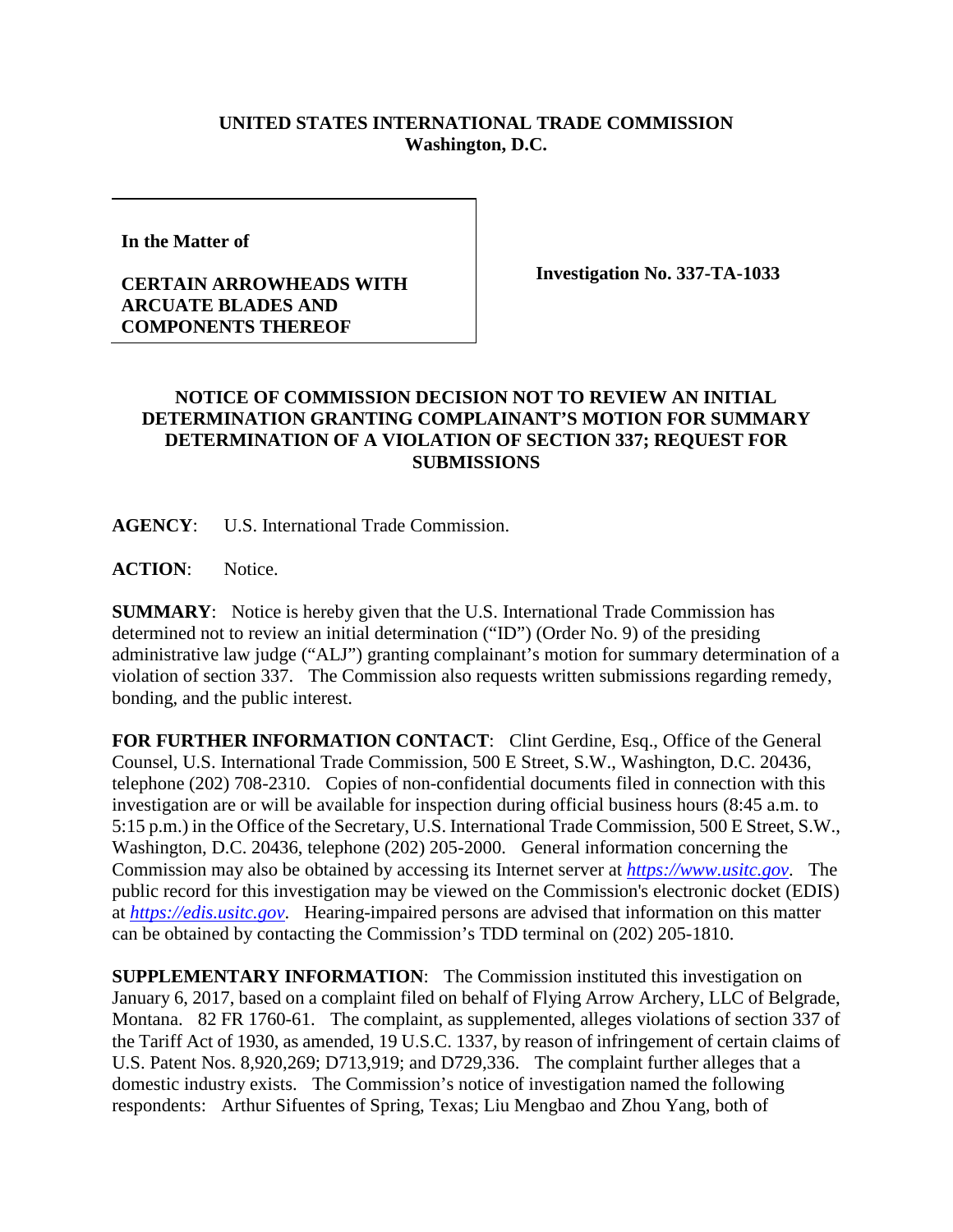**UNITED STATES INTERNATIONAL TRADE COMMISSION**
**Washington, D.C.**

| In the Matter of<br><br>**CERTAIN ARROWHEADS WITH ARCUATE BLADES AND COMPONENTS THEREOF** | **Investigation No. 337-TA-1033** |
|---|---|

**NOTICE OF COMMISSION DECISION NOT TO REVIEW AN INITIAL DETERMINATION GRANTING COMPLAINANT'S MOTION FOR SUMMARY DETERMINATION OF A VIOLATION OF SECTION 337; REQUEST FOR SUBMISSIONS**

**AGENCY**: U.S. International Trade Commission.

**ACTION**: Notice.

**SUMMARY**: Notice is hereby given that the U.S. International Trade Commission has determined not to review an initial determination ("ID") (Order No. 9) of the presiding administrative law judge ("ALJ") granting complainant's motion for summary determination of a violation of section 337. The Commission also requests written submissions regarding remedy, bonding, and the public interest.

**FOR FURTHER INFORMATION CONTACT**: Clint Gerdine, Esq., Office of the General Counsel, U.S. International Trade Commission, 500 E Street, S.W., Washington, D.C. 20436, telephone (202) 708-2310. Copies of non-confidential documents filed in connection with this investigation are or will be available for inspection during official business hours (8:45 a.m. to 5:15 p.m.) in the Office of the Secretary, U.S. International Trade Commission, 500 E Street, S.W., Washington, D.C. 20436, telephone (202) 205-2000. General information concerning the Commission may also be obtained by accessing its Internet server at *https://www.usitc.gov*. The public record for this investigation may be viewed on the Commission's electronic docket (EDIS) at *https://edis.usitc.gov*. Hearing-impaired persons are advised that information on this matter can be obtained by contacting the Commission's TDD terminal on (202) 205-1810.

**SUPPLEMENTARY INFORMATION**: The Commission instituted this investigation on January 6, 2017, based on a complaint filed on behalf of Flying Arrow Archery, LLC of Belgrade, Montana. 82 FR 1760-61. The complaint, as supplemented, alleges violations of section 337 of the Tariff Act of 1930, as amended, 19 U.S.C. 1337, by reason of infringement of certain claims of U.S. Patent Nos. 8,920,269; D713,919; and D729,336. The complaint further alleges that a domestic industry exists. The Commission's notice of investigation named the following respondents: Arthur Sifuentes of Spring, Texas; Liu Mengbao and Zhou Yang, both of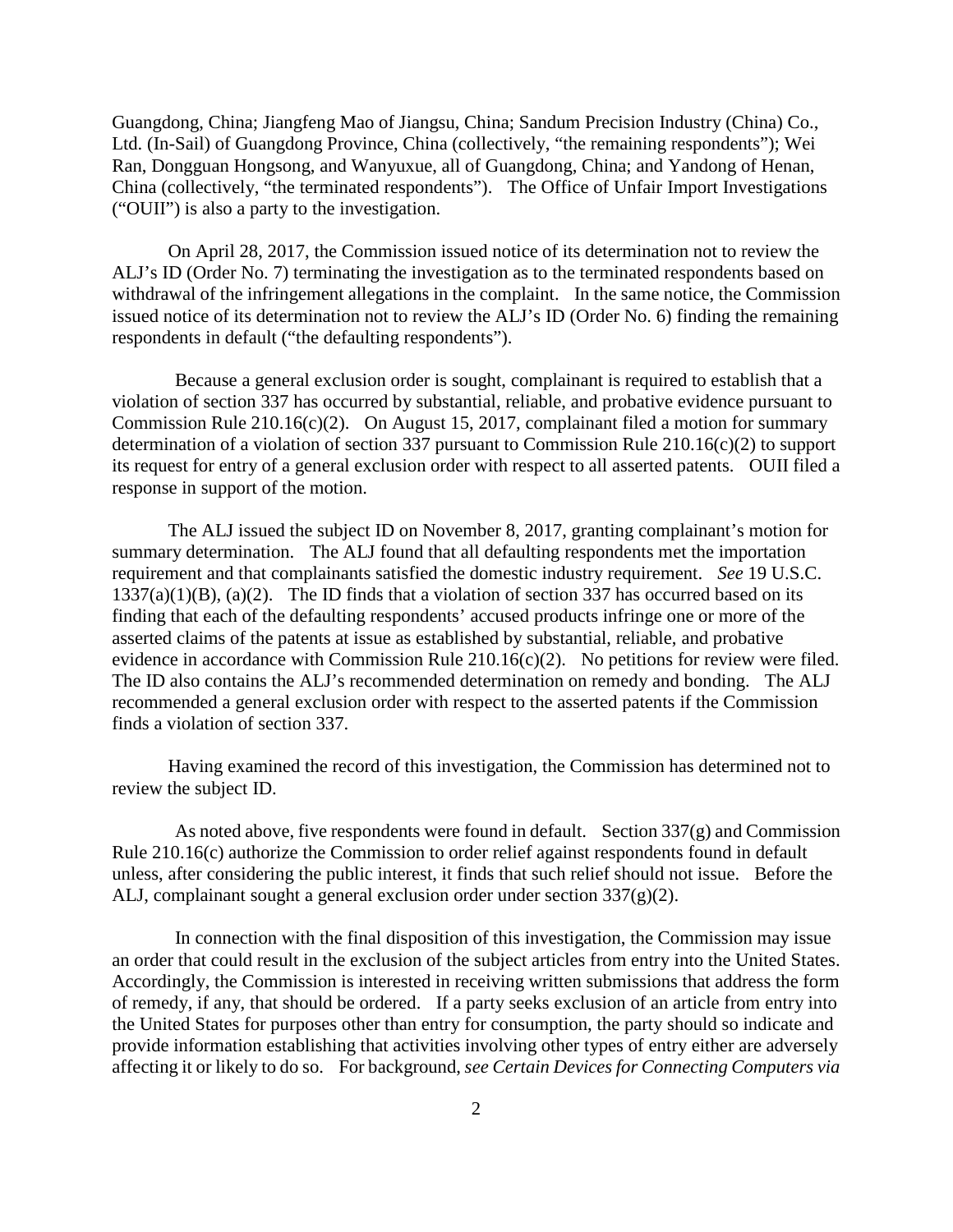Guangdong, China; Jiangfeng Mao of Jiangsu, China; Sandum Precision Industry (China) Co., Ltd. (In-Sail) of Guangdong Province, China (collectively, "the remaining respondents"); Wei Ran, Dongguan Hongsong, and Wanyuxue, all of Guangdong, China; and Yandong of Henan, China (collectively, "the terminated respondents"). The Office of Unfair Import Investigations ("OUII") is also a party to the investigation.

On April 28, 2017, the Commission issued notice of its determination not to review the ALJ's ID (Order No. 7) terminating the investigation as to the terminated respondents based on withdrawal of the infringement allegations in the complaint. In the same notice, the Commission issued notice of its determination not to review the ALJ's ID (Order No. 6) finding the remaining respondents in default ("the defaulting respondents").

Because a general exclusion order is sought, complainant is required to establish that a violation of section 337 has occurred by substantial, reliable, and probative evidence pursuant to Commission Rule 210.16(c)(2). On August 15, 2017, complainant filed a motion for summary determination of a violation of section 337 pursuant to Commission Rule 210.16(c)(2) to support its request for entry of a general exclusion order with respect to all asserted patents. OUII filed a response in support of the motion.

The ALJ issued the subject ID on November 8, 2017, granting complainant's motion for summary determination. The ALJ found that all defaulting respondents met the importation requirement and that complainants satisfied the domestic industry requirement. *See* 19 U.S.C. 1337(a)(1)(B), (a)(2). The ID finds that a violation of section 337 has occurred based on its finding that each of the defaulting respondents' accused products infringe one or more of the asserted claims of the patents at issue as established by substantial, reliable, and probative evidence in accordance with Commission Rule 210.16(c)(2). No petitions for review were filed. The ID also contains the ALJ's recommended determination on remedy and bonding. The ALJ recommended a general exclusion order with respect to the asserted patents if the Commission finds a violation of section 337.

Having examined the record of this investigation, the Commission has determined not to review the subject ID.

As noted above, five respondents were found in default. Section 337(g) and Commission Rule 210.16(c) authorize the Commission to order relief against respondents found in default unless, after considering the public interest, it finds that such relief should not issue. Before the ALJ, complainant sought a general exclusion order under section 337(g)(2).

In connection with the final disposition of this investigation, the Commission may issue an order that could result in the exclusion of the subject articles from entry into the United States. Accordingly, the Commission is interested in receiving written submissions that address the form of remedy, if any, that should be ordered. If a party seeks exclusion of an article from entry into the United States for purposes other than entry for consumption, the party should so indicate and provide information establishing that activities involving other types of entry either are adversely affecting it or likely to do so. For background, *see Certain Devices for Connecting Computers via*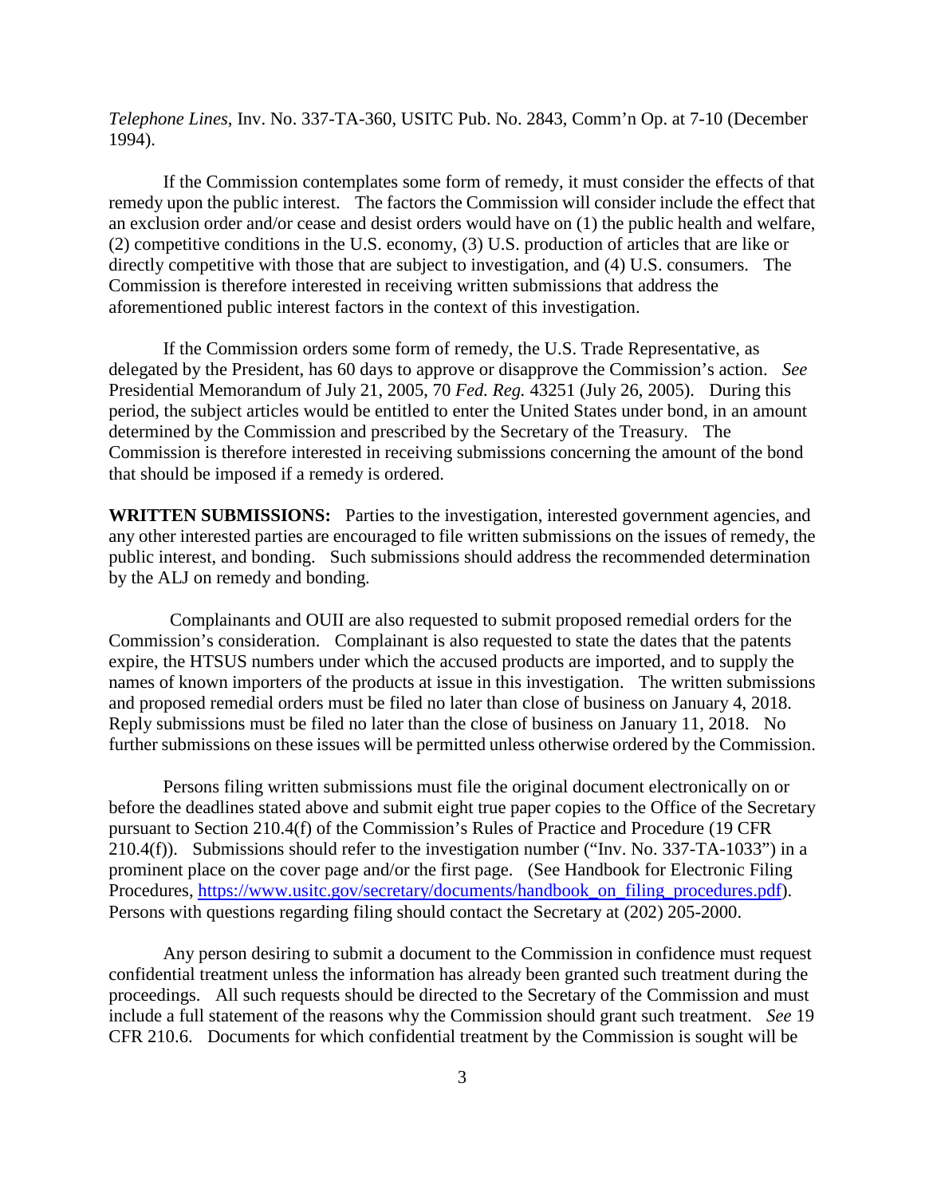*Telephone Lines*, Inv. No. 337-TA-360, USITC Pub. No. 2843, Comm'n Op. at 7-10 (December 1994).

If the Commission contemplates some form of remedy, it must consider the effects of that remedy upon the public interest. The factors the Commission will consider include the effect that an exclusion order and/or cease and desist orders would have on (1) the public health and welfare, (2) competitive conditions in the U.S. economy, (3) U.S. production of articles that are like or directly competitive with those that are subject to investigation, and (4) U.S. consumers. The Commission is therefore interested in receiving written submissions that address the aforementioned public interest factors in the context of this investigation.

If the Commission orders some form of remedy, the U.S. Trade Representative, as delegated by the President, has 60 days to approve or disapprove the Commission's action. *See* Presidential Memorandum of July 21, 2005, 70 *Fed. Reg.* 43251 (July 26, 2005). During this period, the subject articles would be entitled to enter the United States under bond, in an amount determined by the Commission and prescribed by the Secretary of the Treasury. The Commission is therefore interested in receiving submissions concerning the amount of the bond that should be imposed if a remedy is ordered.

**WRITTEN SUBMISSIONS:** Parties to the investigation, interested government agencies, and any other interested parties are encouraged to file written submissions on the issues of remedy, the public interest, and bonding. Such submissions should address the recommended determination by the ALJ on remedy and bonding.

Complainants and OUII are also requested to submit proposed remedial orders for the Commission's consideration. Complainant is also requested to state the dates that the patents expire, the HTSUS numbers under which the accused products are imported, and to supply the names of known importers of the products at issue in this investigation. The written submissions and proposed remedial orders must be filed no later than close of business on January 4, 2018. Reply submissions must be filed no later than the close of business on January 11, 2018. No further submissions on these issues will be permitted unless otherwise ordered by the Commission.

Persons filing written submissions must file the original document electronically on or before the deadlines stated above and submit eight true paper copies to the Office of the Secretary pursuant to Section 210.4(f) of the Commission's Rules of Practice and Procedure (19 CFR 210.4(f)). Submissions should refer to the investigation number ("Inv. No. 337-TA-1033") in a prominent place on the cover page and/or the first page. (See Handbook for Electronic Filing Procedures, [https://www.usitc.gov/secretary/documents/handbook_on_filing_procedures.pdf](https://www.usitc.gov/secretary/documents/handbook_on_filing_procedures.pdf)). Persons with questions regarding filing should contact the Secretary at (202) 205-2000.

Any person desiring to submit a document to the Commission in confidence must request confidential treatment unless the information has already been granted such treatment during the proceedings. All such requests should be directed to the Secretary of the Commission and must include a full statement of the reasons why the Commission should grant such treatment. *See* 19 CFR 210.6. Documents for which confidential treatment by the Commission is sought will be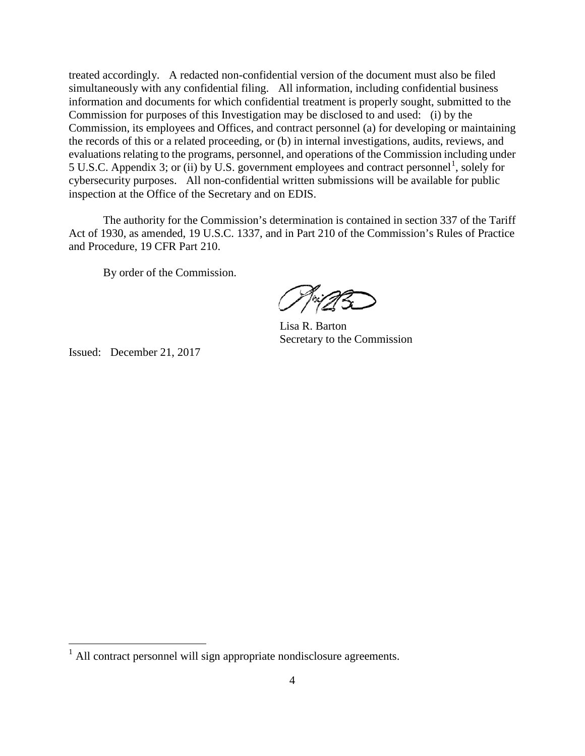treated accordingly. A redacted non-confidential version of the document must also be filed simultaneously with any confidential filing. All information, including confidential business information and documents for which confidential treatment is properly sought, submitted to the Commission for purposes of this Investigation may be disclosed to and used: (i) by the Commission, its employees and Offices, and contract personnel (a) for developing or maintaining the records of this or a related proceeding, or (b) in internal investigations, audits, reviews, and evaluations relating to the programs, personnel, and operations of the Commission including under 5 U.S.C. Appendix 3; or (ii) by U.S. government employees and contract personnel[1], solely for cybersecurity purposes. All non-confidential written submissions will be available for public inspection at the Office of the Secretary and on EDIS.

The authority for the Commission's determination is contained in section 337 of the Tariff Act of 1930, as amended, 19 U.S.C. 1337, and in Part 210 of the Commission's Rules of Practice and Procedure, 19 CFR Part 210.

By order of the Commission.

Lisa R. Barton
Secretary to the Commission

Issued: December 21, 2017

---

[1] All contract personnel will sign appropriate nondisclosure agreements.